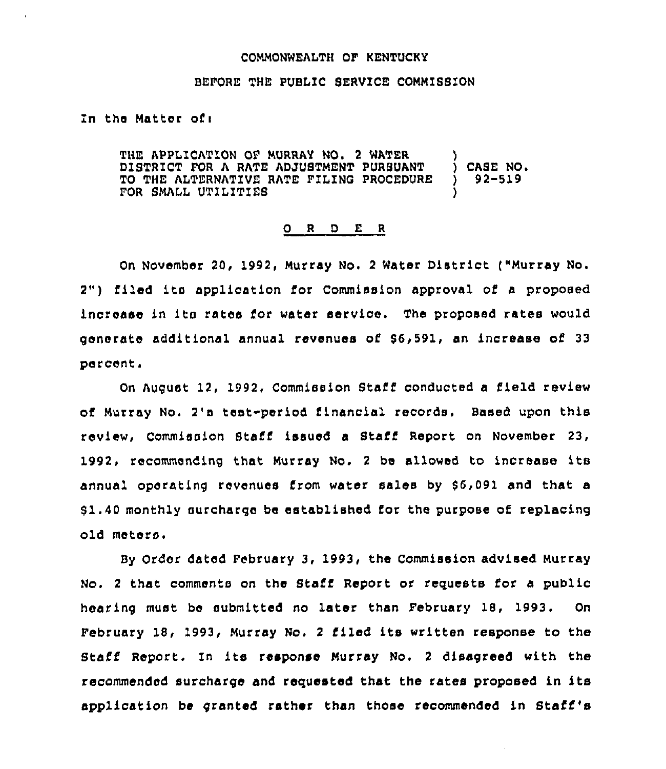COMMONWEALTH OF KENTUCKY

BEFORE THE PUBLIC SERVICE COMMISSION

In the Matter of:

THE APPLICATION OF MURRAY NO. 2 WATER DISTRICT FOR A RATE ADJUSTMENT PURSUANT TO THE ALTERNATIVE RATE FILING PROCEDURE FOR SMALL UTILITIES ) CASE NO. 92-519

## O R D E R

On November 20, 1992, Murray No. 2 Water District ("Murray No. 2") filed its application for Commission approval of a proposed increase in its rates for water service. The proposed rates would generate additional annual revenues of $6,591, an increase of 33 percent.

On August 12, 1992, Commission Staff conducted a field review of Murray No. 2's test-period financial records. Based upon this review, Commission Staff issued a Staff Report on November 23, 1992, recommending that Murray No. 2 be allowed to increase its annual operating revenues from water sales by $6,091 and that a $1.40 monthly surcharge be established for the purpose of replacing old meters.

By Order dated February 3, 1993, the Commission advised Murray No. 2 that comments on the Staff Report or requests for a public hearing must be submitted no later than February 18, 1993. On February 18, 1993, Murray No. 2 filed its written response to the Staff Report. In its response Murray No. 2 disagreed with the recommended surcharge and requested that the rates proposed in its application be granted rather than those recommended in Staff's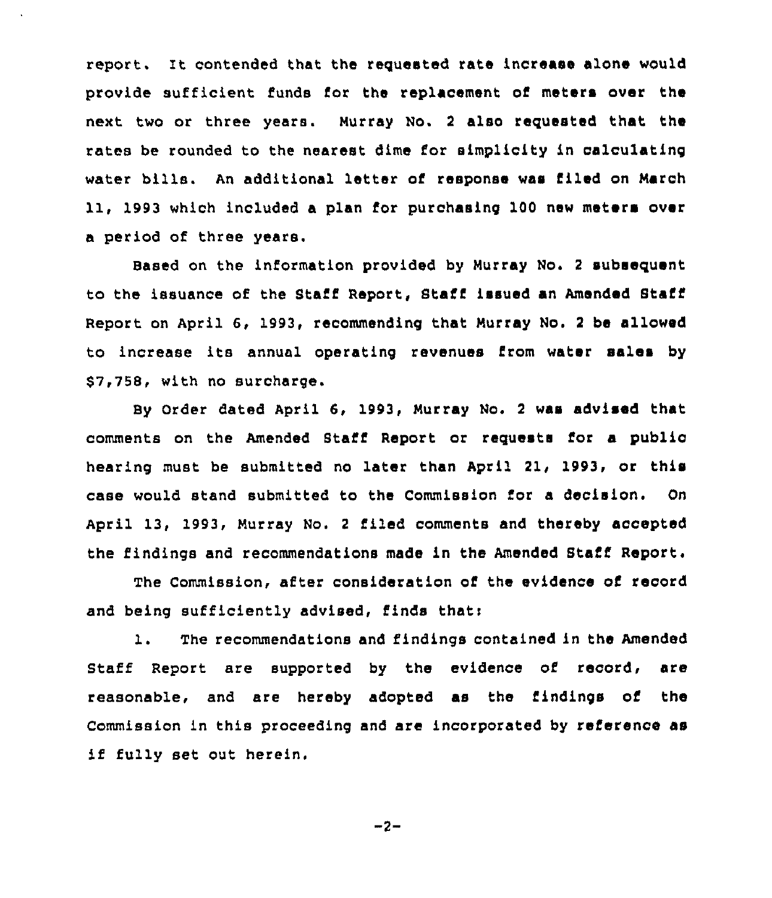report. It contended that the requested rate increase alone would provide sufficient funds for the replacement of meters over the next two or three years. Murray No. 2 also requested that the rates be rounded to the nearest dime for simplicity in calculating water bills. An additional letter of response was filed on March 11, 1993 which included a plan for purchasing 100 new meters over a period of three years.

Based on the information provided by Murray No. 2 subsequent to the issuance of the Staff Report, Staff issued an Amended Staff Report on April 6, 1993, recommending that Murray No. 2 be allowed to increase its annual operating revenues from water sales by $7,758, with no surcharge.

By Order dated April 6, 1993, Murray No. 2 was advised that comments on the Amended Staff Report or requests for a public hearing must be submitted no later than April 21, 1993, or this case would stand submitted to the Commission for a decision. On April 13, 1993, Murray No. 2 filed comments and thereby accepted the findings and recommendations made in the Amended Staff Report.

The Commission, after consideration of the evidence of record and being sufficiently advised, finds that:

1. The recommendations and findings contained in the Amended Staff Report are supported by the evidence of record, are reasonable, and are hereby adopted as the findings of the Commission in this proceeding and are incorporated by reference as if fully set out herein.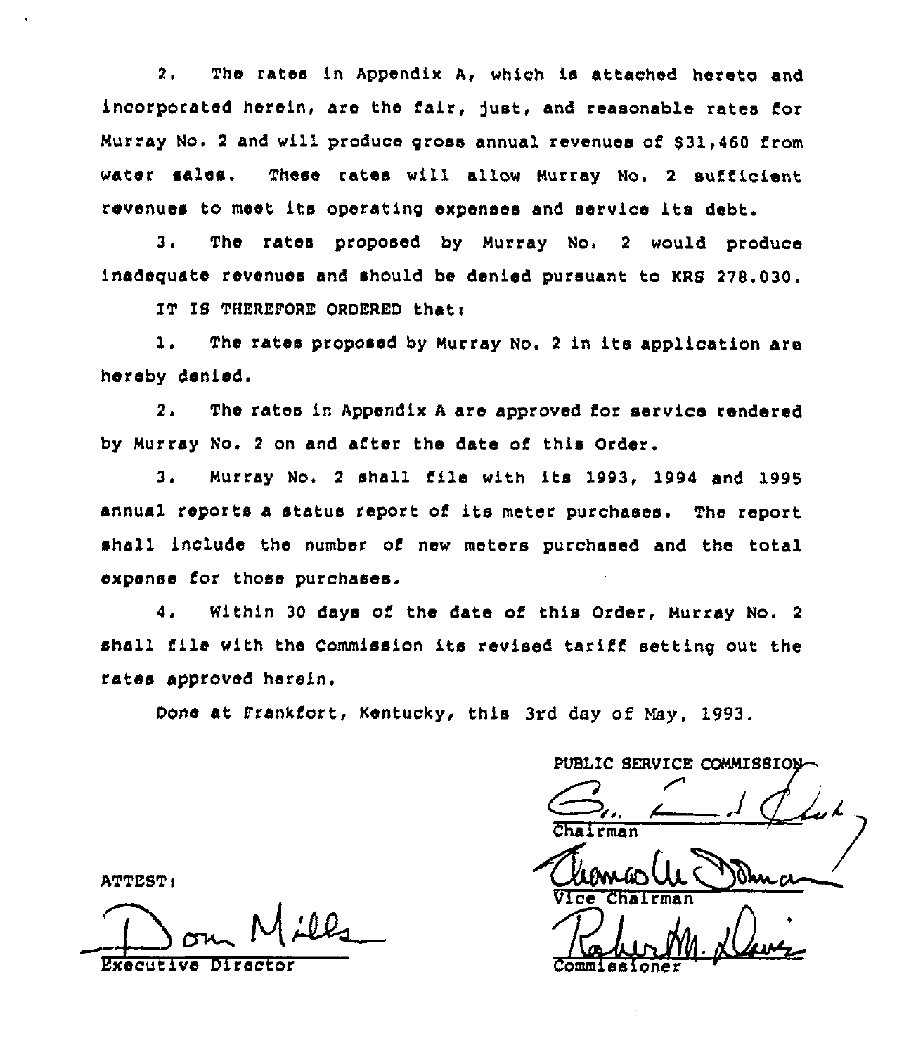2. The rates in Appendix A, which is attached hereto and incorporated herein, are the fair, just, and reasonable rates for Murray No. 2 and will produce gross annual revenues of $31,460 from water sales. These rates will allow Murray No. 2 sufficient revenues to meet its operating expenses and service its debt.

3. The rates proposed by Murray No. 2 would produce inadequate revenues and should be denied pursuant to KRS 278.030.

IT IS THEREFORE ORDERED that:

1. The rates proposed by Murray No. 2 in its application are hereby denied.

2. The rates in Appendix A are approved for service rendered by Murray No. 2 on and after the date of this Order.

3. Murray No. 2 shall file with its 1993, 1994 and 1995 annual reports a status report of its meter purchases. The report shall include the number of new meters purchased and the total expense for those purchases.

4. Within 30 days of the date of this Order, Murray No. 2 shall file with the Commission its revised tariff setting out the rates approved herein.

Done at Frankfort, Kentucky, this 3rd day of May, 1993.

PUBLIC SERVICE COMMISSION

Chairman

Vice Chairman

Commissioner

ATTEST:

Executive Director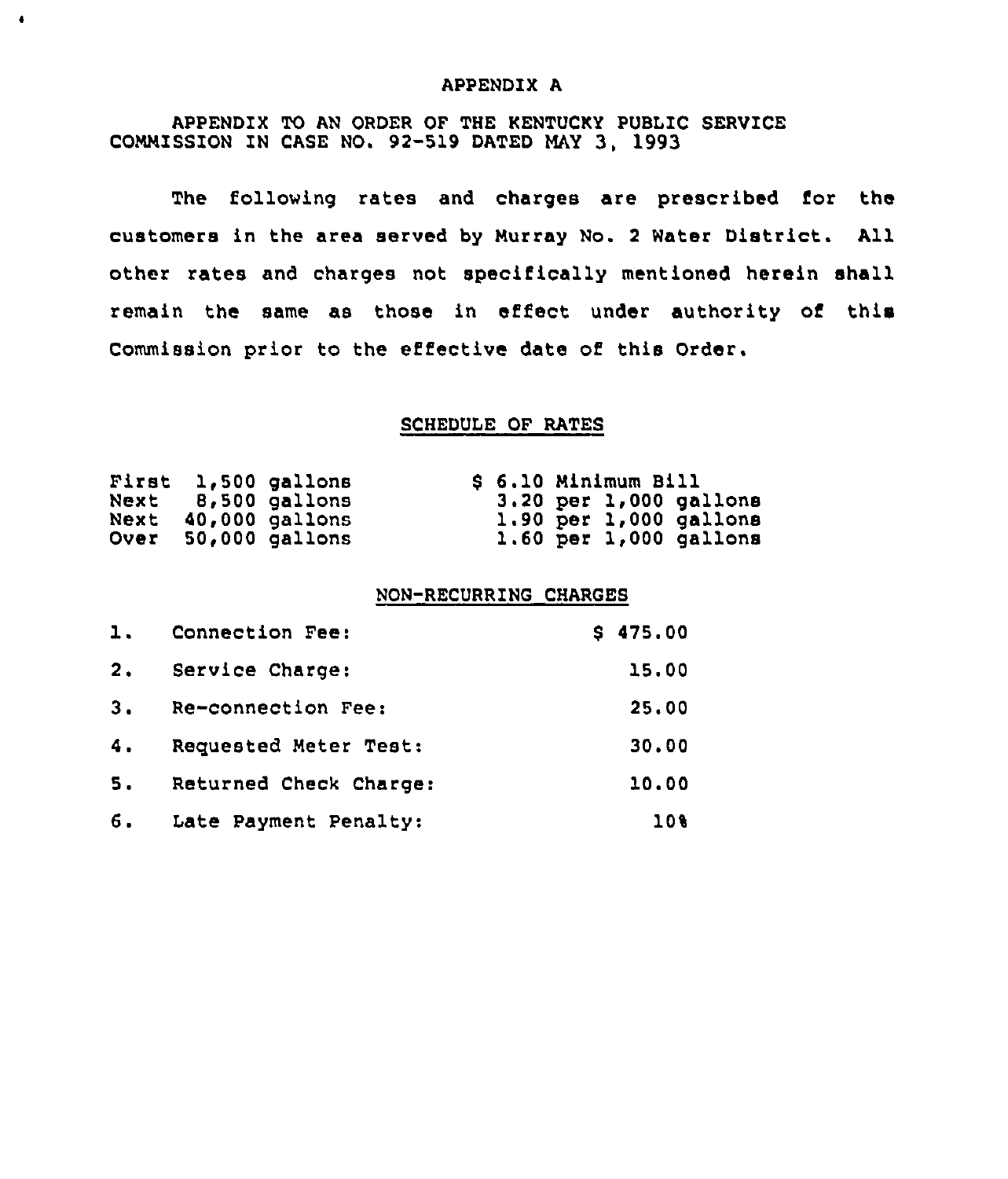# APPENDIX A

APPENDIX TO AN ORDER OF THE KENTUCKY PUBLIC SERVICE COMMISSION IN CASE NO. 92-519 DATED MAY 3, 1993

The following rates and charges are prescribed for the customers in the area served by Murray No. 2 Water District. All other rates and charges not specifically mentioned herein shall remain the same as those in effect under authority of this Commission prior to the effective date of this Order.

## SCHEDULE OF RATES

| | |
|---|---|
| First 1,500 gallons | $ 6.10 Minimum Bill |
| Next 8,500 gallons | 3.20 per 1,000 gallons |
| Next 40,000 gallons | 1.90 per 1,000 gallons |
| Over 50,000 gallons | 1.60 per 1,000 gallons |

## NON-RECURRING CHARGES

| | | |
|---|---|---|
| 1. | Connection Fee: | $ 475.00 |
| 2. | Service Charge: | 15.00 |
| 3. | Re-connection Fee: | 25.00 |
| 4. | Requested Meter Test: | 30.00 |
| 5. | Returned Check Charge: | 10.00 |
| 6. | Late Payment Penalty: | 10% |